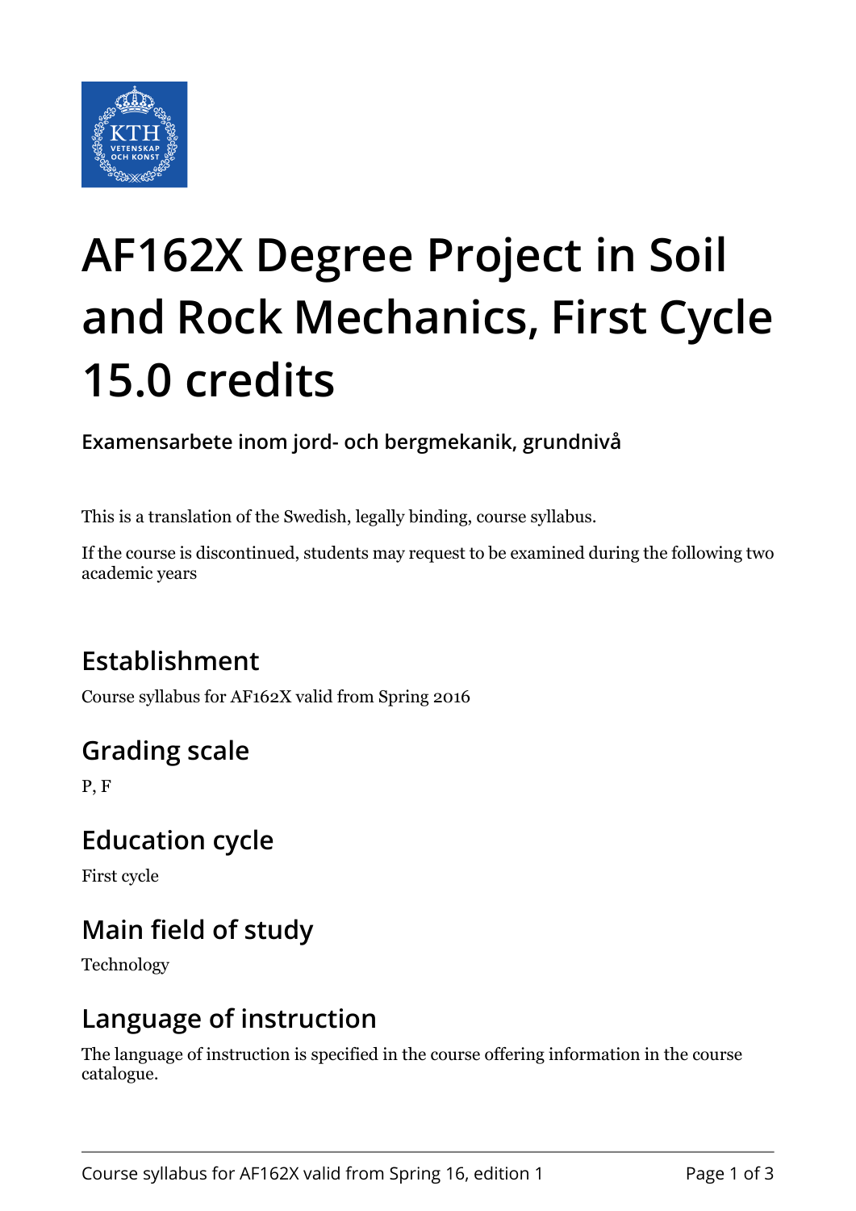# AF162X Degree Project in Soil and Rock Mechanics, First Cycle 15.0 credits

**Examensarbete inom jord- och bergmekanik, grundnivå**

This is a translation of the Swedish, legally binding, course syllabus.

If the course is discontinued, students may request to be examined during the following two academic years

## Establishment

Course syllabus for AF162X valid from Spring 2016

## Grading scale

P, F

## Education cycle

First cycle

## Main field of study

Technology

## Language of instruction

The language of instruction is specified in the course offering information in the course catalogue.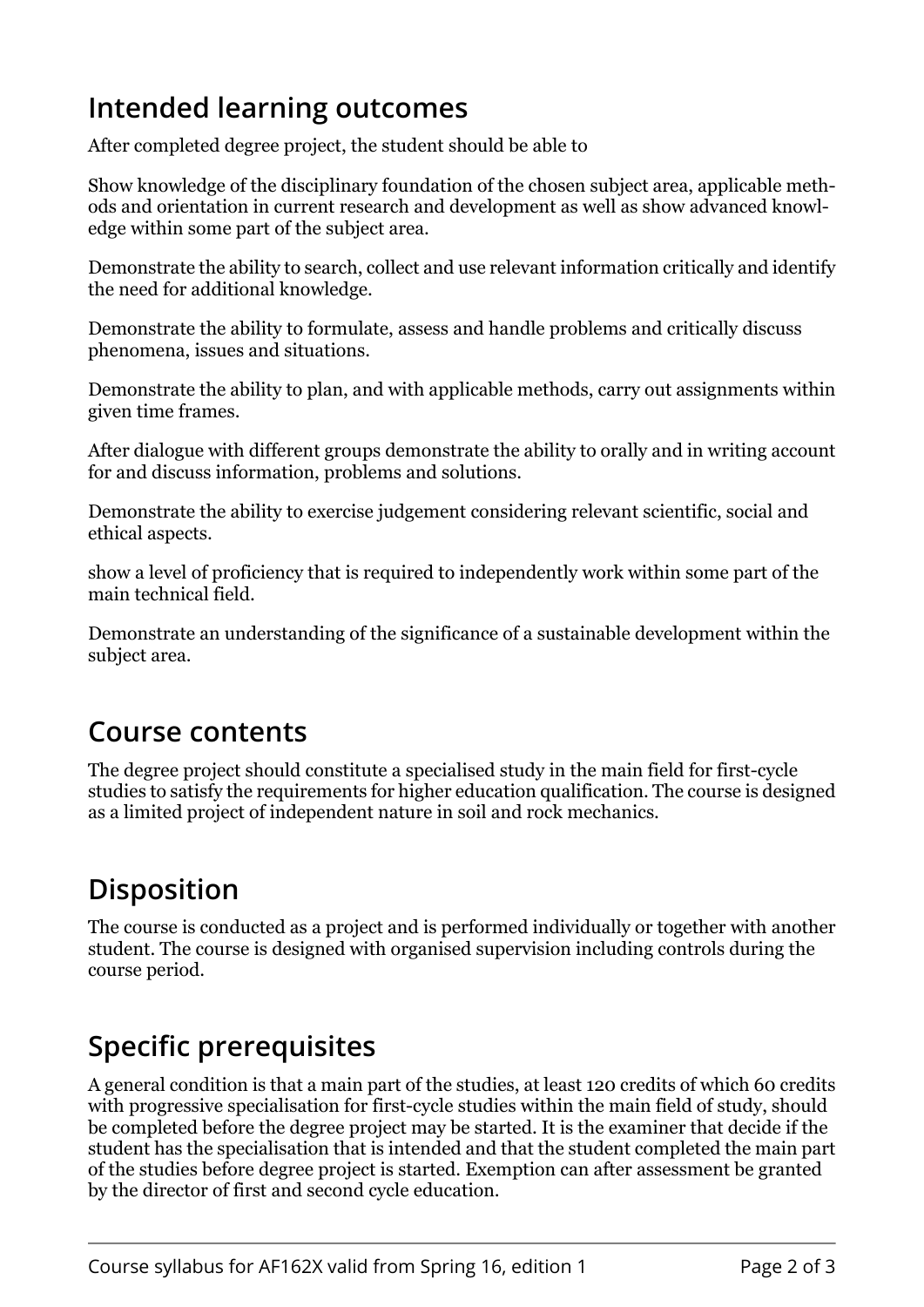## Intended learning outcomes

After completed degree project, the student should be able to

Show knowledge of the disciplinary foundation of the chosen subject area, applicable methods and orientation in current research and development as well as show advanced knowledge within some part of the subject area.

Demonstrate the ability to search, collect and use relevant information critically and identify the need for additional knowledge.

Demonstrate the ability to formulate, assess and handle problems and critically discuss phenomena, issues and situations.

Demonstrate the ability to plan, and with applicable methods, carry out assignments within given time frames.

After dialogue with different groups demonstrate the ability to orally and in writing account for and discuss information, problems and solutions.

Demonstrate the ability to exercise judgement considering relevant scientific, social and ethical aspects.

show a level of proficiency that is required to independently work within some part of the main technical field.

Demonstrate an understanding of the significance of a sustainable development within the subject area.

## Course contents

The degree project should constitute a specialised study in the main field for first-cycle studies to satisfy the requirements for higher education qualification. The course is designed as a limited project of independent nature in soil and rock mechanics.

## Disposition

The course is conducted as a project and is performed individually or together with another student. The course is designed with organised supervision including controls during the course period.

## Specific prerequisites

A general condition is that a main part of the studies, at least 120 credits of which 60 credits with progressive specialisation for first-cycle studies within the main field of study, should be completed before the degree project may be started. It is the examiner that decide if the student has the specialisation that is intended and that the student completed the main part of the studies before degree project is started. Exemption can after assessment be granted by the director of first and second cycle education.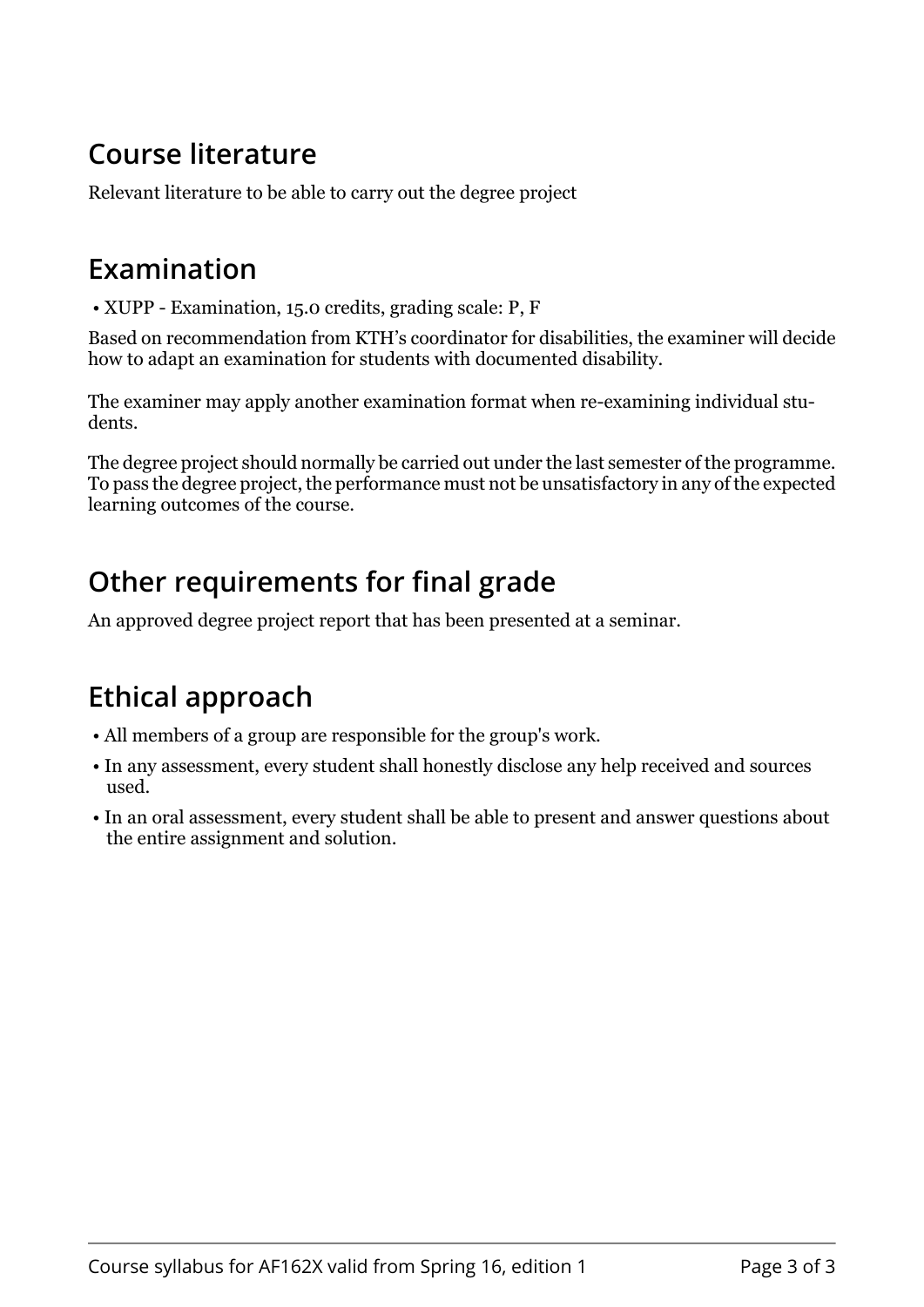## Course literature

Relevant literature to be able to carry out the degree project

## Examination

- XUPP - Examination, 15.0 credits, grading scale: P, F

Based on recommendation from KTH's coordinator for disabilities, the examiner will decide how to adapt an examination for students with documented disability.

The examiner may apply another examination format when re-examining individual students.

The degree project should normally be carried out under the last semester of the programme. To pass the degree project, the performance must not be unsatisfactory in any of the expected learning outcomes of the course.

## Other requirements for final grade

An approved degree project report that has been presented at a seminar.

## Ethical approach

- All members of a group are responsible for the group's work.
- In any assessment, every student shall honestly disclose any help received and sources used.
- In an oral assessment, every student shall be able to present and answer questions about the entire assignment and solution.